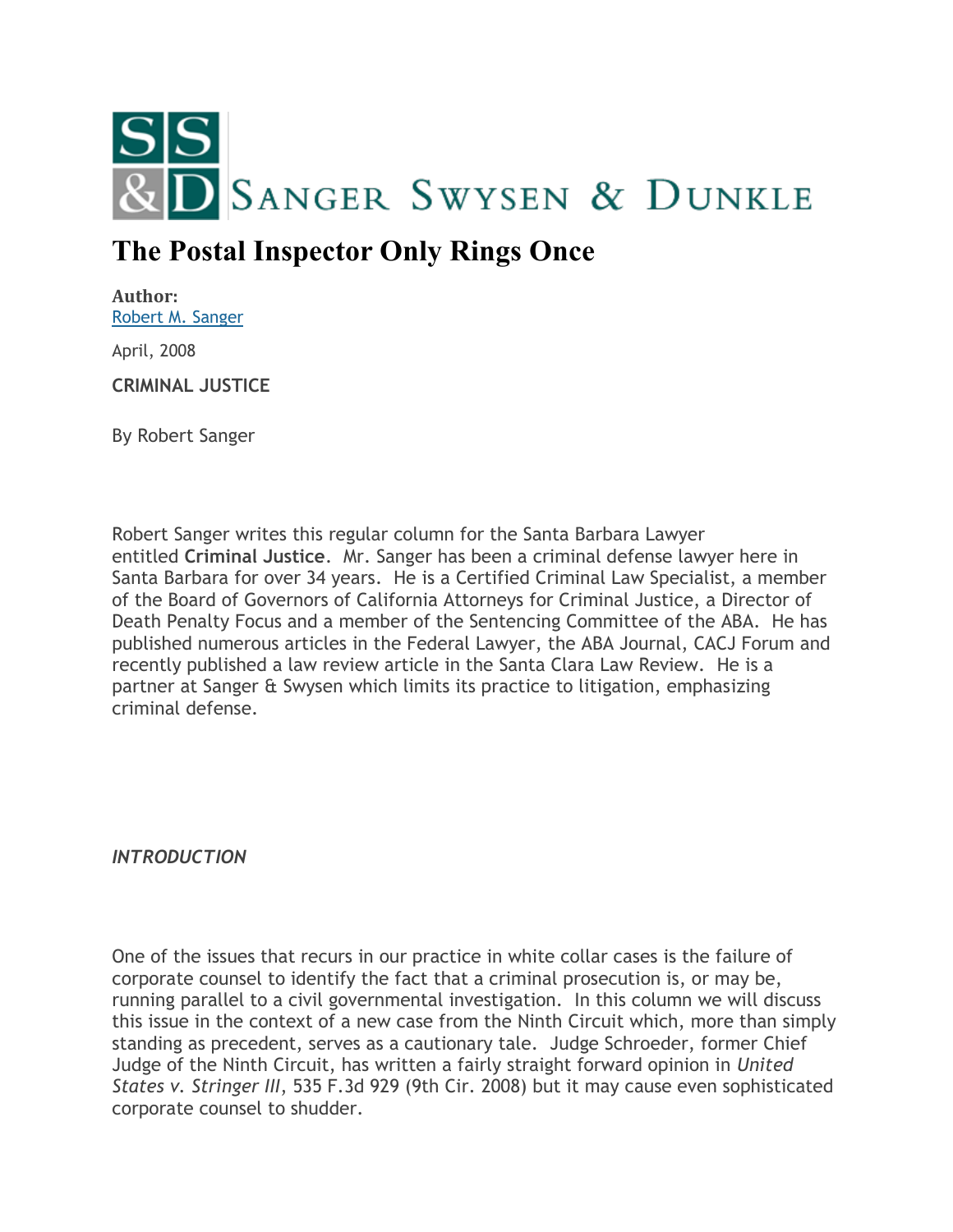SANGER SWYSEN & DUNKLE

# The Postal Inspector Only Rings Once

**Author:**
Robert M. Sanger

April, 2008

**CRIMINAL JUSTICE**

By Robert Sanger

Robert Sanger writes this regular column for the Santa Barbara Lawyer entitled **Criminal Justice**. Mr. Sanger has been a criminal defense lawyer here in Santa Barbara for over 34 years. He is a Certified Criminal Law Specialist, a member of the Board of Governors of California Attorneys for Criminal Justice, a Director of Death Penalty Focus and a member of the Sentencing Committee of the ABA. He has published numerous articles in the Federal Lawyer, the ABA Journal, CACJ Forum and recently published a law review article in the Santa Clara Law Review. He is a partner at Sanger & Swysen which limits its practice to litigation, emphasizing criminal defense.

***INTRODUCTION***

One of the issues that recurs in our practice in white collar cases is the failure of corporate counsel to identify the fact that a criminal prosecution is, or may be, running parallel to a civil governmental investigation. In this column we will discuss this issue in the context of a new case from the Ninth Circuit which, more than simply standing as precedent, serves as a cautionary tale. Judge Schroeder, former Chief Judge of the Ninth Circuit, has written a fairly straight forward opinion in *United States v. Stringer III*, 535 F.3d 929 (9th Cir. 2008) but it may cause even sophisticated corporate counsel to shudder.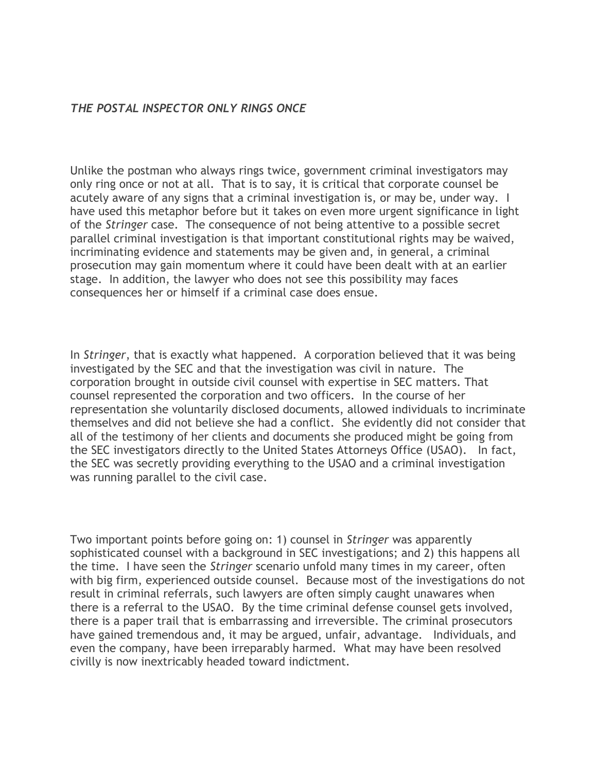*THE POSTAL INSPECTOR ONLY RINGS ONCE*

Unlike the postman who always rings twice, government criminal investigators may only ring once or not at all. That is to say, it is critical that corporate counsel be acutely aware of any signs that a criminal investigation is, or may be, under way. I have used this metaphor before but it takes on even more urgent significance in light of the *Stringer* case. The consequence of not being attentive to a possible secret parallel criminal investigation is that important constitutional rights may be waived, incriminating evidence and statements may be given and, in general, a criminal prosecution may gain momentum where it could have been dealt with at an earlier stage. In addition, the lawyer who does not see this possibility may faces consequences her or himself if a criminal case does ensue.

In *Stringer*, that is exactly what happened. A corporation believed that it was being investigated by the SEC and that the investigation was civil in nature. The corporation brought in outside civil counsel with expertise in SEC matters. That counsel represented the corporation and two officers. In the course of her representation she voluntarily disclosed documents, allowed individuals to incriminate themselves and did not believe she had a conflict. She evidently did not consider that all of the testimony of her clients and documents she produced might be going from the SEC investigators directly to the United States Attorneys Office (USAO). In fact, the SEC was secretly providing everything to the USAO and a criminal investigation was running parallel to the civil case.

Two important points before going on: 1) counsel in *Stringer* was apparently sophisticated counsel with a background in SEC investigations; and 2) this happens all the time. I have seen the *Stringer* scenario unfold many times in my career, often with big firm, experienced outside counsel. Because most of the investigations do not result in criminal referrals, such lawyers are often simply caught unawares when there is a referral to the USAO. By the time criminal defense counsel gets involved, there is a paper trail that is embarrassing and irreversible. The criminal prosecutors have gained tremendous and, it may be argued, unfair, advantage. Individuals, and even the company, have been irreparably harmed. What may have been resolved civilly is now inextricably headed toward indictment.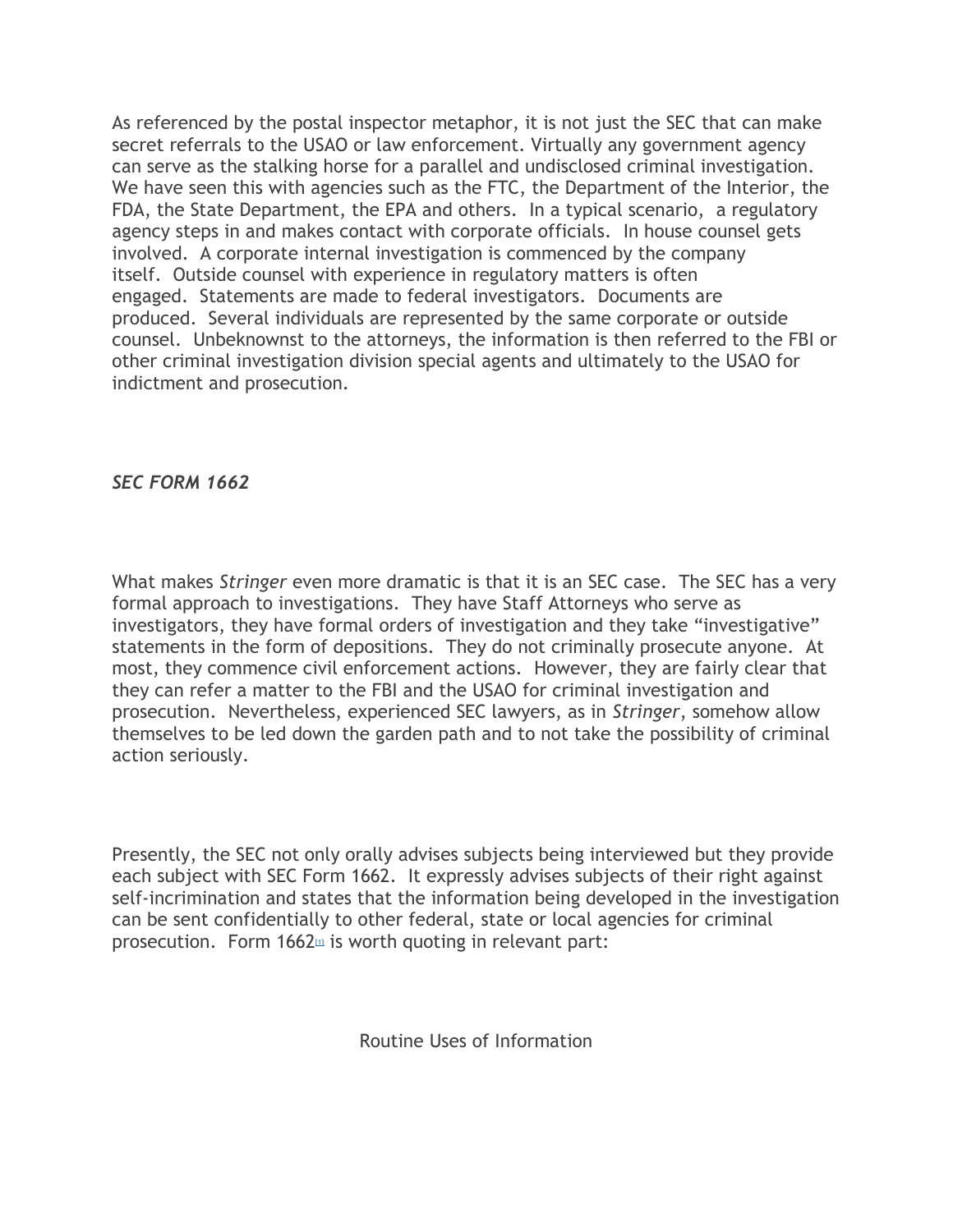As referenced by the postal inspector metaphor, it is not just the SEC that can make secret referrals to the USAO or law enforcement. Virtually any government agency can serve as the stalking horse for a parallel and undisclosed criminal investigation. We have seen this with agencies such as the FTC, the Department of the Interior, the FDA, the State Department, the EPA and others. In a typical scenario, a regulatory agency steps in and makes contact with corporate officials. In house counsel gets involved. A corporate internal investigation is commenced by the company itself. Outside counsel with experience in regulatory matters is often engaged. Statements are made to federal investigators. Documents are produced. Several individuals are represented by the same corporate or outside counsel. Unbeknownst to the attorneys, the information is then referred to the FBI or other criminal investigation division special agents and ultimately to the USAO for indictment and prosecution.

***SEC FORM 1662***

What makes *Stringer* even more dramatic is that it is an SEC case. The SEC has a very formal approach to investigations. They have Staff Attorneys who serve as investigators, they have formal orders of investigation and they take "investigative" statements in the form of depositions. They do not criminally prosecute anyone. At most, they commence civil enforcement actions. However, they are fairly clear that they can refer a matter to the FBI and the USAO for criminal investigation and prosecution. Nevertheless, experienced SEC lawyers, as in *Stringer*, somehow allow themselves to be led down the garden path and to not take the possibility of criminal action seriously.

Presently, the SEC not only orally advises subjects being interviewed but they provide each subject with SEC Form 1662. It expressly advises subjects of their right against self-incrimination and states that the information being developed in the investigation can be sent confidentially to other federal, state or local agencies for criminal prosecution. Form 1662[1] is worth quoting in relevant part:

Routine Uses of Information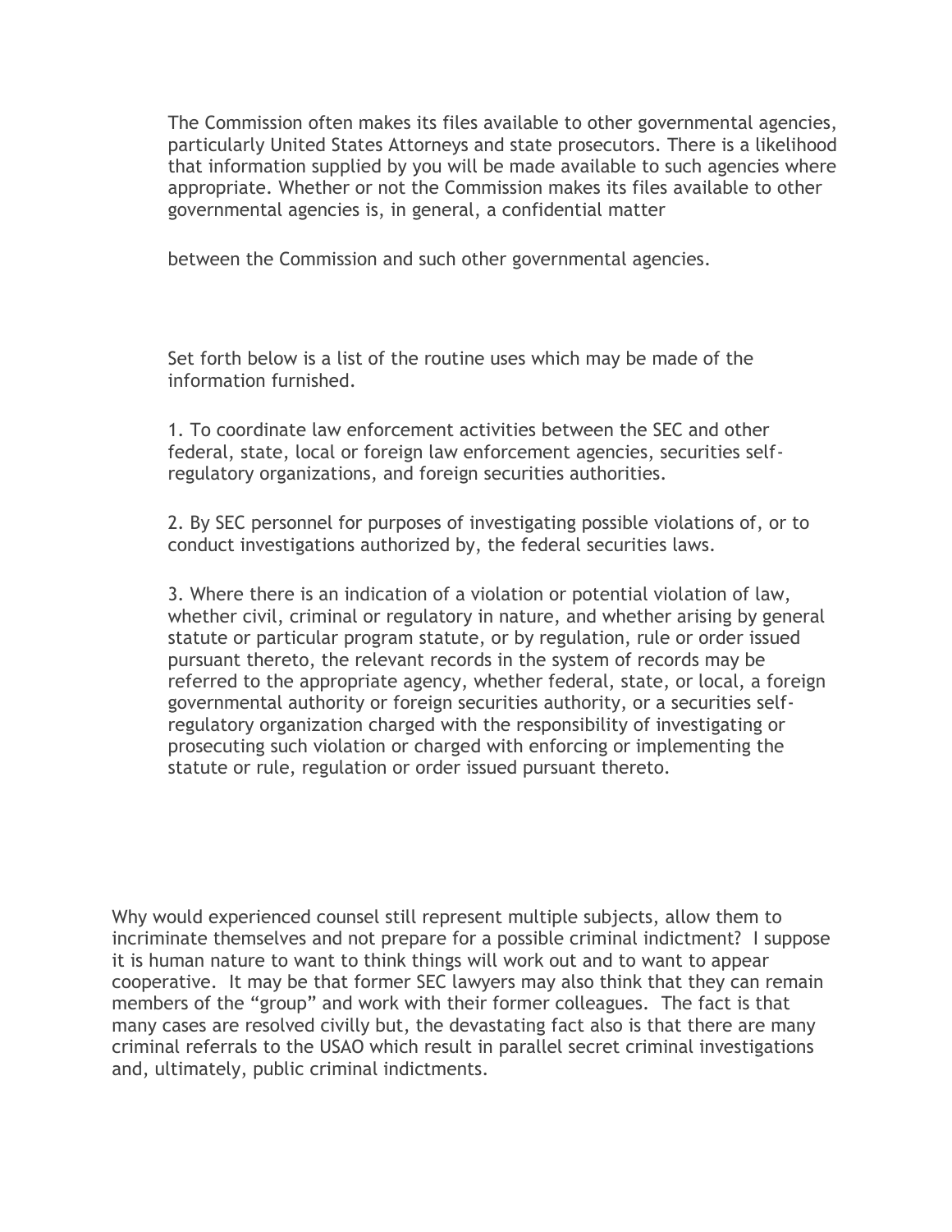The Commission often makes its files available to other governmental agencies, particularly United States Attorneys and state prosecutors. There is a likelihood that information supplied by you will be made available to such agencies where appropriate. Whether or not the Commission makes its files available to other governmental agencies is, in general, a confidential matter

between the Commission and such other governmental agencies.

Set forth below is a list of the routine uses which may be made of the information furnished.

1. To coordinate law enforcement activities between the SEC and other federal, state, local or foreign law enforcement agencies, securities self-regulatory organizations, and foreign securities authorities.

2. By SEC personnel for purposes of investigating possible violations of, or to conduct investigations authorized by, the federal securities laws.

3. Where there is an indication of a violation or potential violation of law, whether civil, criminal or regulatory in nature, and whether arising by general statute or particular program statute, or by regulation, rule or order issued pursuant thereto, the relevant records in the system of records may be referred to the appropriate agency, whether federal, state, or local, a foreign governmental authority or foreign securities authority, or a securities self-regulatory organization charged with the responsibility of investigating or prosecuting such violation or charged with enforcing or implementing the statute or rule, regulation or order issued pursuant thereto.

Why would experienced counsel still represent multiple subjects, allow them to incriminate themselves and not prepare for a possible criminal indictment? I suppose it is human nature to want to think things will work out and to want to appear cooperative. It may be that former SEC lawyers may also think that they can remain members of the "group" and work with their former colleagues. The fact is that many cases are resolved civilly but, the devastating fact also is that there are many criminal referrals to the USAO which result in parallel secret criminal investigations and, ultimately, public criminal indictments.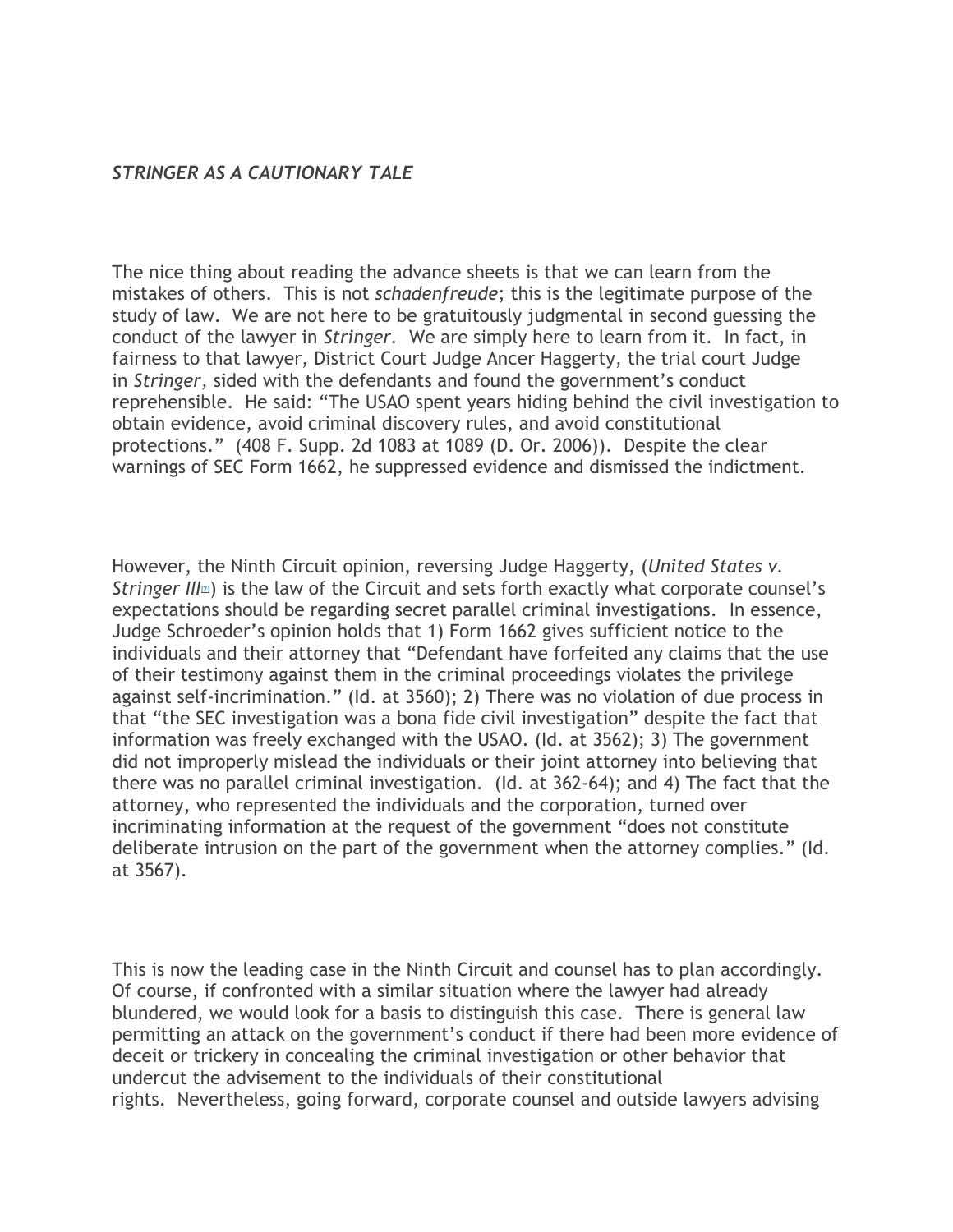*STRINGER AS A CAUTIONARY TALE*

The nice thing about reading the advance sheets is that we can learn from the mistakes of others. This is not *schadenfreude*; this is the legitimate purpose of the study of law. We are not here to be gratuitously judgmental in second guessing the conduct of the lawyer in *Stringer*. We are simply here to learn from it. In fact, in fairness to that lawyer, District Court Judge Ancer Haggerty, the trial court Judge in *Stringer,* sided with the defendants and found the government's conduct reprehensible. He said: "The USAO spent years hiding behind the civil investigation to obtain evidence, avoid criminal discovery rules, and avoid constitutional protections." (408 F. Supp. 2d 1083 at 1089 (D. Or. 2006)). Despite the clear warnings of SEC Form 1662, he suppressed evidence and dismissed the indictment.

However, the Ninth Circuit opinion, reversing Judge Haggerty, (*United States v. Stringer III*[7]) is the law of the Circuit and sets forth exactly what corporate counsel's expectations should be regarding secret parallel criminal investigations. In essence, Judge Schroeder's opinion holds that 1) Form 1662 gives sufficient notice to the individuals and their attorney that "Defendant have forfeited any claims that the use of their testimony against them in the criminal proceedings violates the privilege against self-incrimination." (Id. at 3560); 2) There was no violation of due process in that "the SEC investigation was a bona fide civil investigation" despite the fact that information was freely exchanged with the USAO. (Id. at 3562); 3) The government did not improperly mislead the individuals or their joint attorney into believing that there was no parallel criminal investigation. (Id. at 362-64); and 4) The fact that the attorney, who represented the individuals and the corporation, turned over incriminating information at the request of the government "does not constitute deliberate intrusion on the part of the government when the attorney complies." (Id. at 3567).

This is now the leading case in the Ninth Circuit and counsel has to plan accordingly. Of course, if confronted with a similar situation where the lawyer had already blundered, we would look for a basis to distinguish this case. There is general law permitting an attack on the government's conduct if there had been more evidence of deceit or trickery in concealing the criminal investigation or other behavior that undercut the advisement to the individuals of their constitutional rights. Nevertheless, going forward, corporate counsel and outside lawyers advising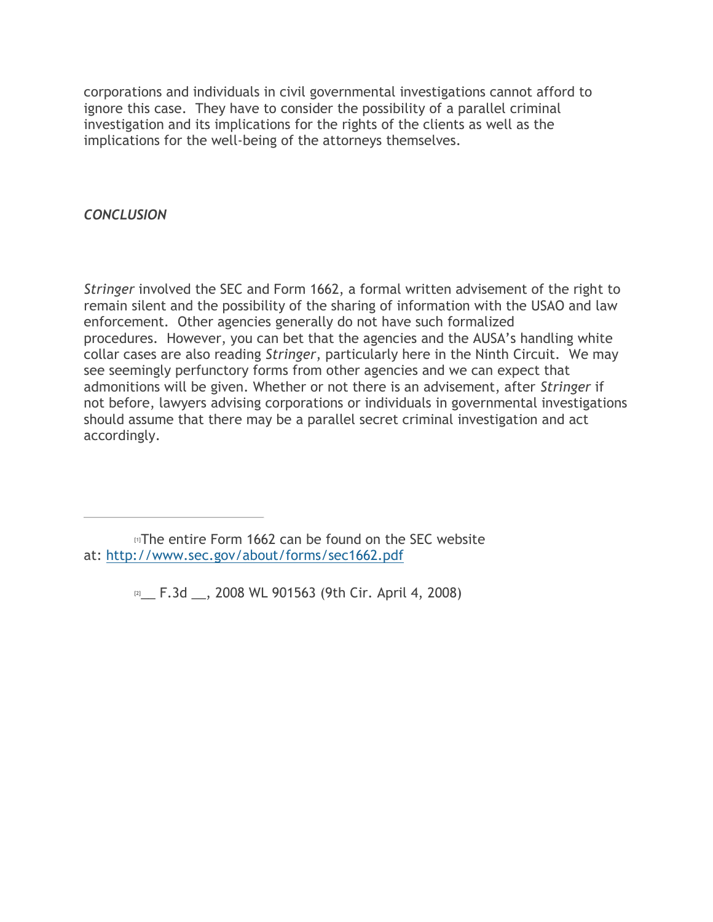corporations and individuals in civil governmental investigations cannot afford to ignore this case. They have to consider the possibility of a parallel criminal investigation and its implications for the rights of the clients as well as the implications for the well-being of the attorneys themselves.

## *CONCLUSION*

*Stringer* involved the SEC and Form 1662, a formal written advisement of the right to remain silent and the possibility of the sharing of information with the USAO and law enforcement. Other agencies generally do not have such formalized procedures. However, you can bet that the agencies and the AUSA's handling white collar cases are also reading *Stringer*, particularly here in the Ninth Circuit. We may see seemingly perfunctory forms from other agencies and we can expect that admonitions will be given. Whether or not there is an advisement, after *Stringer* if not before, lawyers advising corporations or individuals in governmental investigations should assume that there may be a parallel secret criminal investigation and act accordingly.

---

[1]The entire Form 1662 can be found on the SEC website at: [http://www.sec.gov/about/forms/sec1662.pdf](http://www.sec.gov/about/forms/sec1662.pdf)

[2]__ F.3d __, 2008 WL 901563 (9th Cir. April 4, 2008)